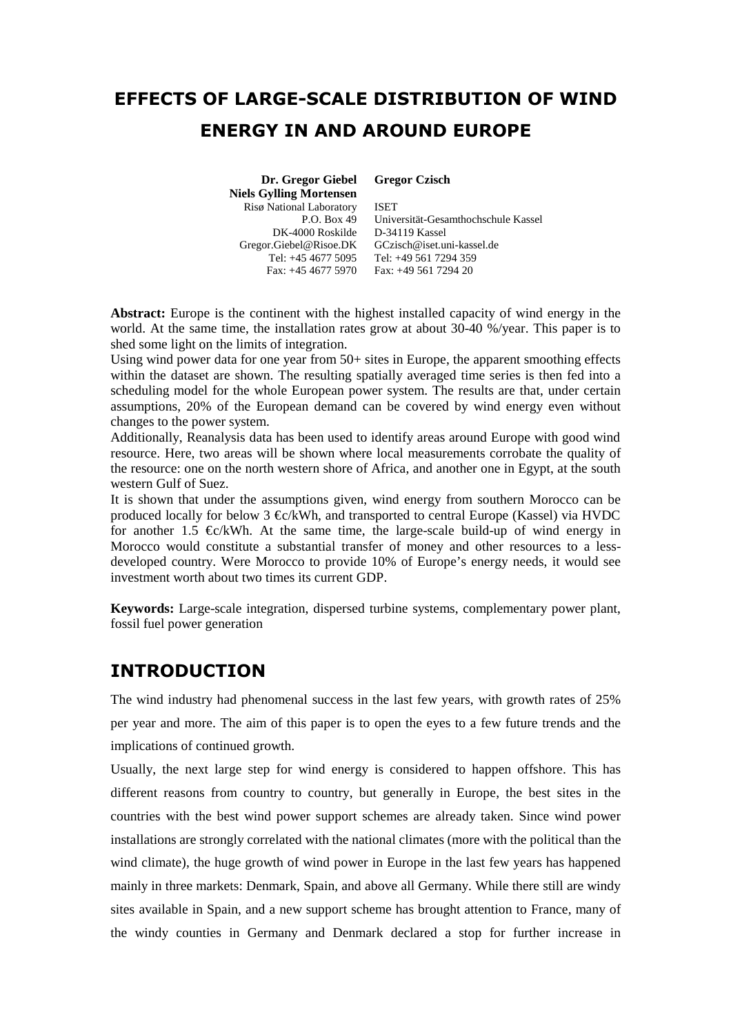# EFFECTS OF LARGE-SCALE DISTRIBUTION OF WIND ENERGY IN AND AROUND EUROPE

**Dr. Gregor Giebel**
**Niels Gylling Mortensen**
Risø National Laboratory
P.O. Box 49
DK-4000 Roskilde
Gregor.Giebel@Risoe.DK
Tel: +45 4677 5095
Fax: +45 4677 5970

**Gregor Czisch**
ISET
Universität-Gesamthochschule Kassel
D-34119 Kassel
GCzisch@iset.uni-kassel.de
Tel: +49 561 7294 359
Fax: +49 561 7294 20

**Abstract:** Europe is the continent with the highest installed capacity of wind energy in the world. At the same time, the installation rates grow at about 30-40 %/year. This paper is to shed some light on the limits of integration.

Using wind power data for one year from 50+ sites in Europe, the apparent smoothing effects within the dataset are shown. The resulting spatially averaged time series is then fed into a scheduling model for the whole European power system. The results are that, under certain assumptions, 20% of the European demand can be covered by wind energy even without changes to the power system.

Additionally, Reanalysis data has been used to identify areas around Europe with good wind resource. Here, two areas will be shown where local measurements corroborate the quality of the resource: one on the north western shore of Africa, and another one in Egypt, at the south western Gulf of Suez.

It is shown that under the assumptions given, wind energy from southern Morocco can be produced locally for below 3 €c/kWh, and transported to central Europe (Kassel) via HVDC for another 1.5 €c/kWh. At the same time, the large-scale build-up of wind energy in Morocco would constitute a substantial transfer of money and other resources to a less-developed country. Were Morocco to provide 10% of Europe's energy needs, it would see investment worth about two times its current GDP.

**Keywords:** Large-scale integration, dispersed turbine systems, complementary power plant, fossil fuel power generation

## INTRODUCTION

The wind industry had phenomenal success in the last few years, with growth rates of 25% per year and more. The aim of this paper is to open the eyes to a few future trends and the implications of continued growth.

Usually, the next large step for wind energy is considered to happen offshore. This has different reasons from country to country, but generally in Europe, the best sites in the countries with the best wind power support schemes are already taken. Since wind power installations are strongly correlated with the national climates (more with the political than the wind climate), the huge growth of wind power in Europe in the last few years has happened mainly in three markets: Denmark, Spain, and above all Germany. While there still are windy sites available in Spain, and a new support scheme has brought attention to France, many of the windy counties in Germany and Denmark declared a stop for further increase in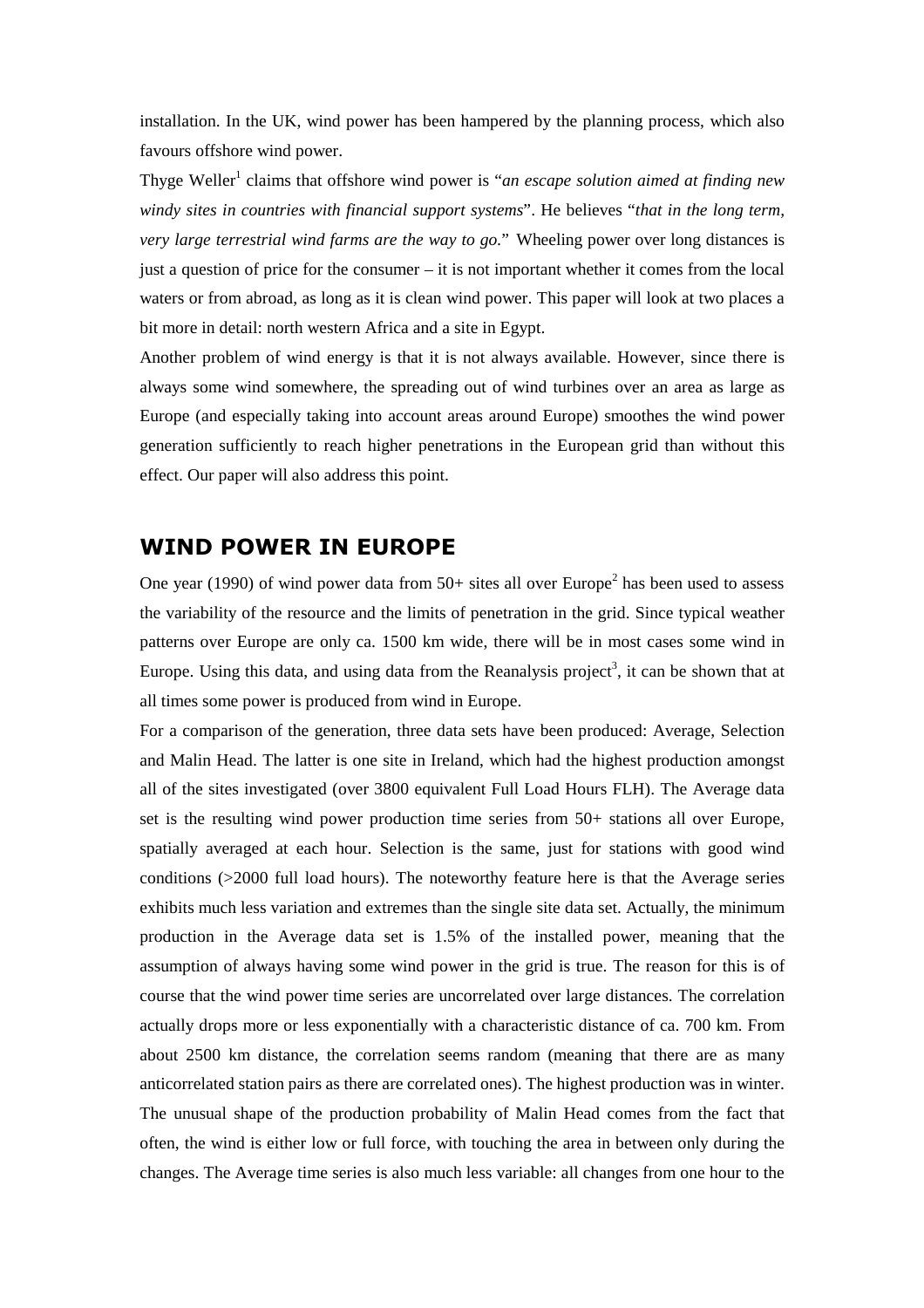installation. In the UK, wind power has been hampered by the planning process, which also favours offshore wind power.

Thyge Weller[1] claims that offshore wind power is "*an escape solution aimed at finding new windy sites in countries with financial support systems*". He believes "*that in the long term, very large terrestrial wind farms are the way to go.*" Wheeling power over long distances is just a question of price for the consumer – it is not important whether it comes from the local waters or from abroad, as long as it is clean wind power. This paper will look at two places a bit more in detail: north western Africa and a site in Egypt.

Another problem of wind energy is that it is not always available. However, since there is always some wind somewhere, the spreading out of wind turbines over an area as large as Europe (and especially taking into account areas around Europe) smoothes the wind power generation sufficiently to reach higher penetrations in the European grid than without this effect. Our paper will also address this point.

## WIND POWER IN EUROPE

One year (1990) of wind power data from 50+ sites all over Europe[2] has been used to assess the variability of the resource and the limits of penetration in the grid. Since typical weather patterns over Europe are only ca. 1500 km wide, there will be in most cases some wind in Europe. Using this data, and using data from the Reanalysis project[3], it can be shown that at all times some power is produced from wind in Europe.

For a comparison of the generation, three data sets have been produced: Average, Selection and Malin Head. The latter is one site in Ireland, which had the highest production amongst all of the sites investigated (over 3800 equivalent Full Load Hours FLH). The Average data set is the resulting wind power production time series from 50+ stations all over Europe, spatially averaged at each hour. Selection is the same, just for stations with good wind conditions (>2000 full load hours). The noteworthy feature here is that the Average series exhibits much less variation and extremes than the single site data set. Actually, the minimum production in the Average data set is 1.5% of the installed power, meaning that the assumption of always having some wind power in the grid is true. The reason for this is of course that the wind power time series are uncorrelated over large distances. The correlation actually drops more or less exponentially with a characteristic distance of ca. 700 km. From about 2500 km distance, the correlation seems random (meaning that there are as many anticorrelated station pairs as there are correlated ones). The highest production was in winter. The unusual shape of the production probability of Malin Head comes from the fact that often, the wind is either low or full force, with touching the area in between only during the changes. The Average time series is also much less variable: all changes from one hour to the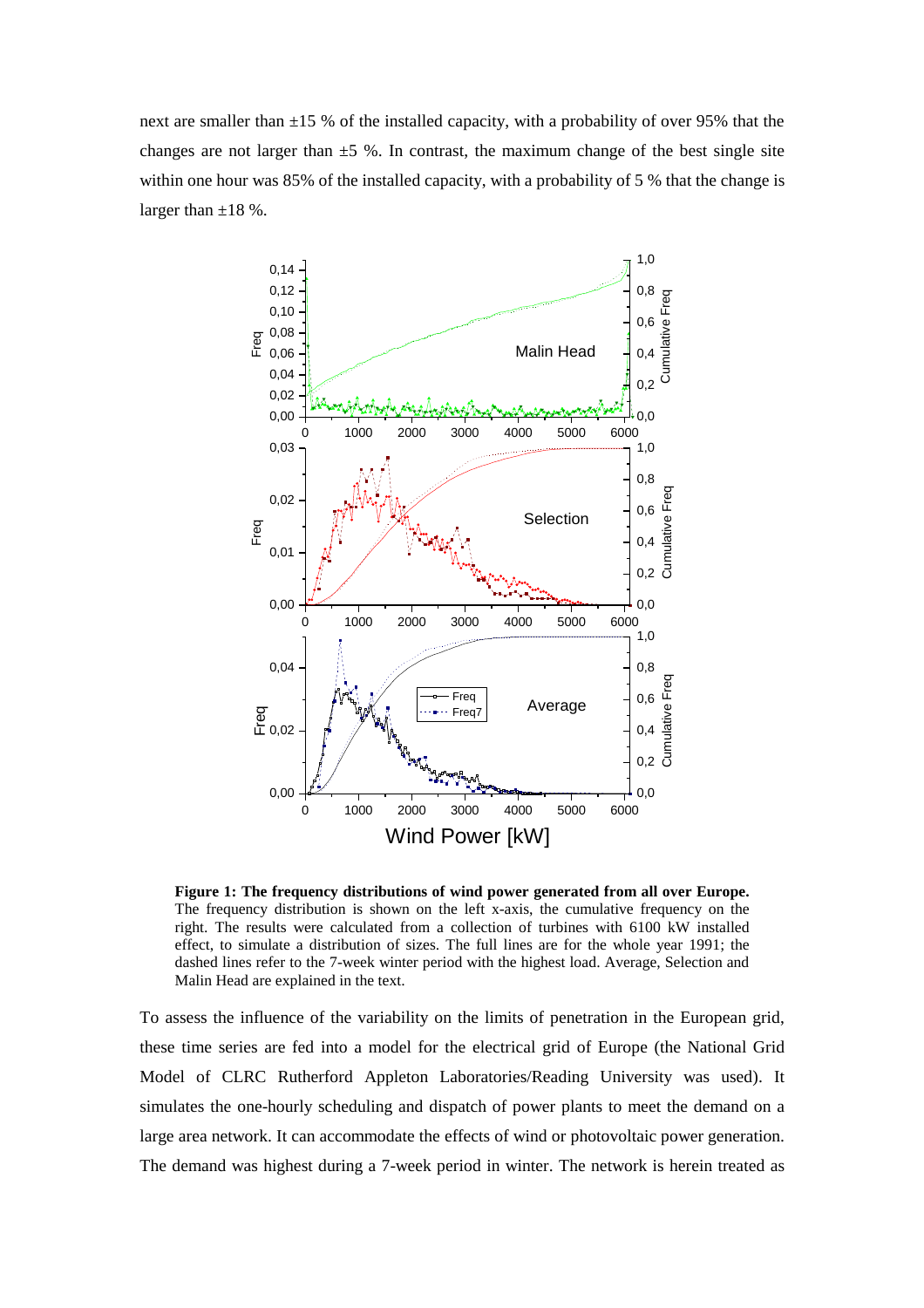next are smaller than ±15 % of the installed capacity, with a probability of over 95% that the changes are not larger than ±5 %. In contrast, the maximum change of the best single site within one hour was 85% of the installed capacity, with a probability of 5 % that the change is larger than ±18 %.

**Figure 1: The frequency distributions of wind power generated from all over Europe.** The frequency distribution is shown on the left x-axis, the cumulative frequency on the right. The results were calculated from a collection of turbines with 6100 kW installed effect, to simulate a distribution of sizes. The full lines are for the whole year 1991; the dashed lines refer to the 7-week winter period with the highest load. Average, Selection and Malin Head are explained in the text.

To assess the influence of the variability on the limits of penetration in the European grid, these time series are fed into a model for the electrical grid of Europe (the National Grid Model of CLRC Rutherford Appleton Laboratories/Reading University was used). It simulates the one-hourly scheduling and dispatch of power plants to meet the demand on a large area network. It can accommodate the effects of wind or photovoltaic power generation. The demand was highest during a 7-week period in winter. The network is herein treated as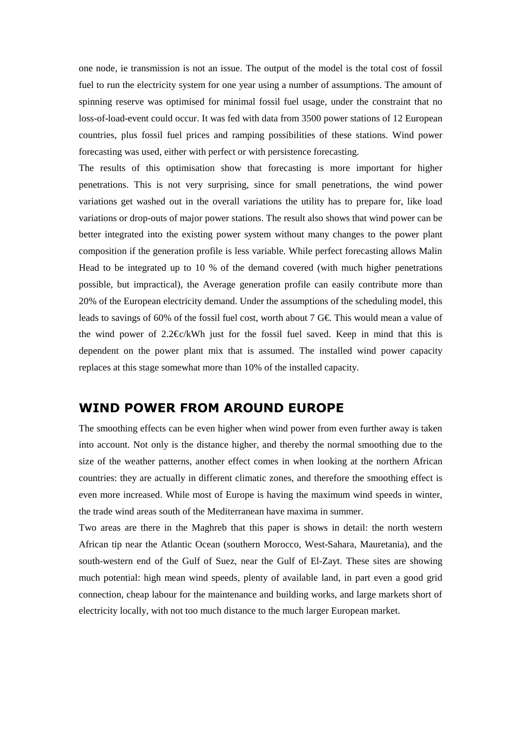one node, ie transmission is not an issue. The output of the model is the total cost of fossil fuel to run the electricity system for one year using a number of assumptions. The amount of spinning reserve was optimised for minimal fossil fuel usage, under the constraint that no loss-of-load-event could occur. It was fed with data from 3500 power stations of 12 European countries, plus fossil fuel prices and ramping possibilities of these stations. Wind power forecasting was used, either with perfect or with persistence forecasting.

The results of this optimisation show that forecasting is more important for higher penetrations. This is not very surprising, since for small penetrations, the wind power variations get washed out in the overall variations the utility has to prepare for, like load variations or drop-outs of major power stations. The result also shows that wind power can be better integrated into the existing power system without many changes to the power plant composition if the generation profile is less variable. While perfect forecasting allows Malin Head to be integrated up to 10 % of the demand covered (with much higher penetrations possible, but impractical), the Average generation profile can easily contribute more than 20% of the European electricity demand. Under the assumptions of the scheduling model, this leads to savings of 60% of the fossil fuel cost, worth about 7 G€. This would mean a value of the wind power of 2.2€c/kWh just for the fossil fuel saved. Keep in mind that this is dependent on the power plant mix that is assumed. The installed wind power capacity replaces at this stage somewhat more than 10% of the installed capacity.

## WIND POWER FROM AROUND EUROPE

The smoothing effects can be even higher when wind power from even further away is taken into account. Not only is the distance higher, and thereby the normal smoothing due to the size of the weather patterns, another effect comes in when looking at the northern African countries: they are actually in different climatic zones, and therefore the smoothing effect is even more increased. While most of Europe is having the maximum wind speeds in winter, the trade wind areas south of the Mediterranean have maxima in summer.

Two areas are there in the Maghreb that this paper is shows in detail: the north western African tip near the Atlantic Ocean (southern Morocco, West-Sahara, Mauretania), and the south-western end of the Gulf of Suez, near the Gulf of El-Zayt. These sites are showing much potential: high mean wind speeds, plenty of available land, in part even a good grid connection, cheap labour for the maintenance and building works, and large markets short of electricity locally, with not too much distance to the much larger European market.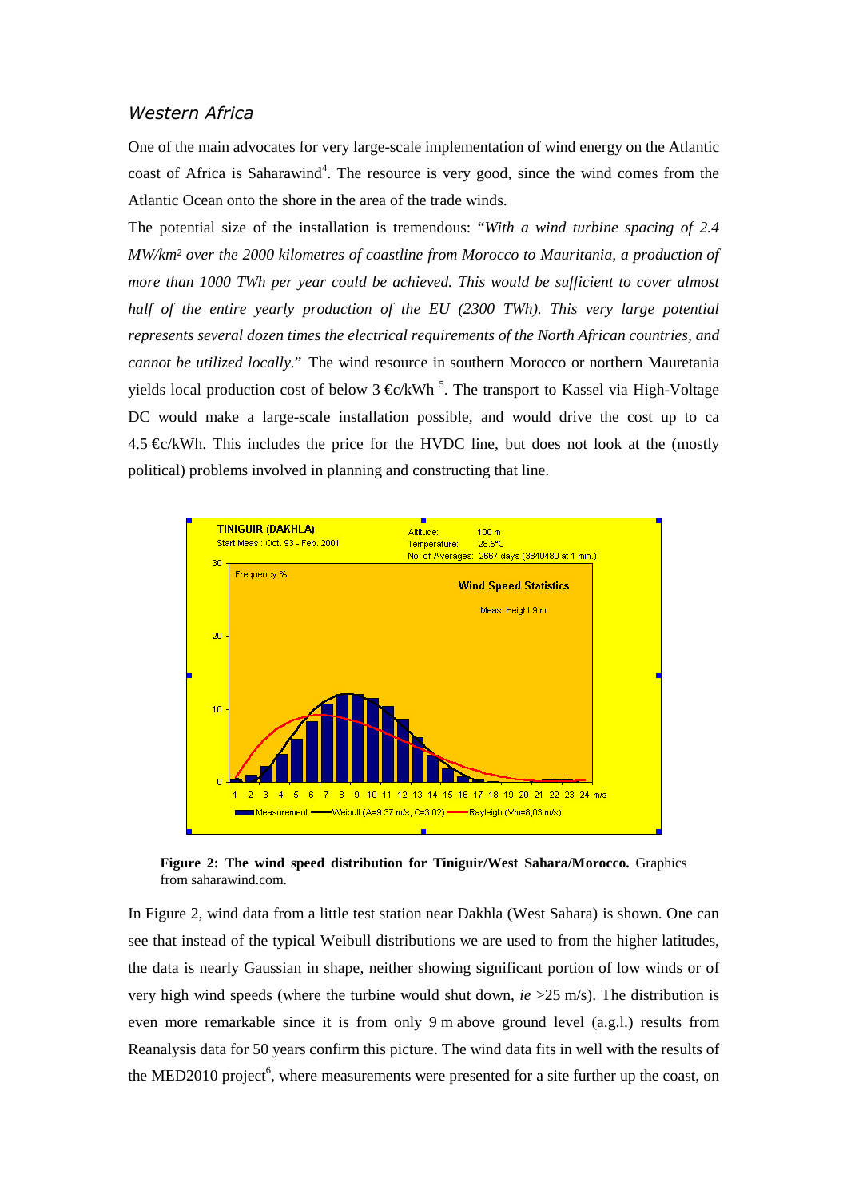### Western Africa

One of the main advocates for very large-scale implementation of wind energy on the Atlantic coast of Africa is Saharawind[4]. The resource is very good, since the wind comes from the Atlantic Ocean onto the shore in the area of the trade winds.

The potential size of the installation is tremendous: "*With a wind turbine spacing of 2.4 MW/km² over the 2000 kilometres of coastline from Morocco to Mauritania, a production of more than 1000 TWh per year could be achieved. This would be sufficient to cover almost half of the entire yearly production of the EU (2300 TWh). This very large potential represents several dozen times the electrical requirements of the North African countries, and cannot be utilized locally*." The wind resource in southern Morocco or northern Mauretania yields local production cost of below 3 €c/kWh [5]. The transport to Kassel via High-Voltage DC would make a large-scale installation possible, and would drive the cost up to ca 4.5 €c/kWh. This includes the price for the HVDC line, but does not look at the (mostly political) problems involved in planning and constructing that line.

**Figure 2: The wind speed distribution for Tiniguir/West Sahara/Morocco.** Graphics from saharawind.com.

In Figure 2, wind data from a little test station near Dakhla (West Sahara) is shown. One can see that instead of the typical Weibull distributions we are used to from the higher latitudes, the data is nearly Gaussian in shape, neither showing significant portion of low winds or of very high wind speeds (where the turbine would shut down, *ie* >25 m/s). The distribution is even more remarkable since it is from only 9 m above ground level (a.g.l.) results from Reanalysis data for 50 years confirm this picture. The wind data fits in well with the results of the MED2010 project[6], where measurements were presented for a site further up the coast, on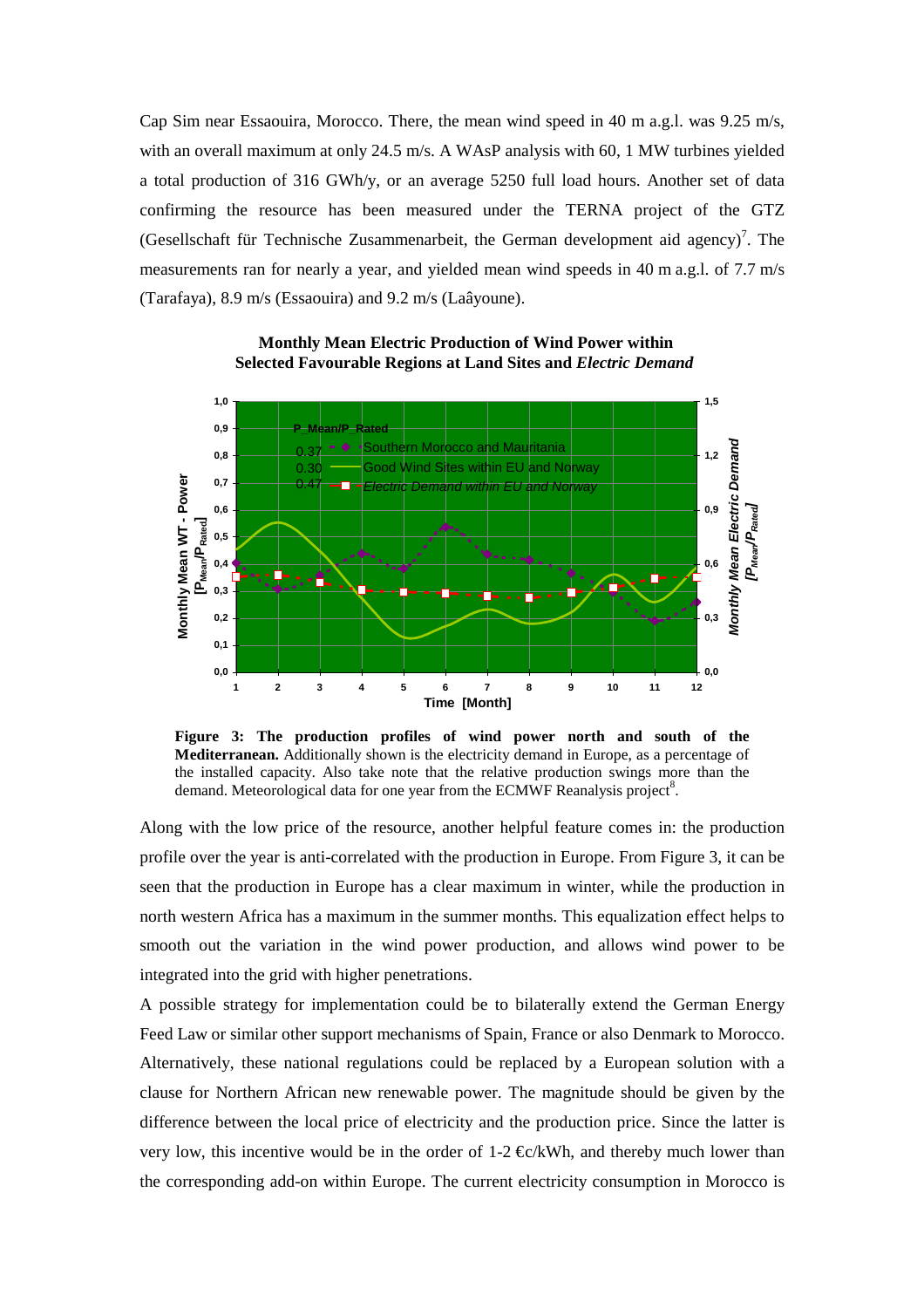Cap Sim near Essaouira, Morocco. There, the mean wind speed in 40 m a.g.l. was 9.25 m/s, with an overall maximum at only 24.5 m/s. A WAsP analysis with 60, 1 MW turbines yielded a total production of 316 GWh/y, or an average 5250 full load hours. Another set of data confirming the resource has been measured under the TERNA project of the GTZ (Gesellschaft für Technische Zusammenarbeit, the German development aid agency)[7]. The measurements ran for nearly a year, and yielded mean wind speeds in 40 m a.g.l. of 7.7 m/s (Tarafaya), 8.9 m/s (Essaouira) and 9.2 m/s (Laâyoune).

**Monthly Mean Electric Production of Wind Power within Selected Favourable Regions at Land Sites and *Electric Demand***

**Figure 3: The production profiles of wind power north and south of the Mediterranean.** Additionally shown is the electricity demand in Europe, as a percentage of the installed capacity. Also take note that the relative production swings more than the demand. Meteorological data for one year from the ECMWF Reanalysis project[8].

Along with the low price of the resource, another helpful feature comes in: the production profile over the year is anti-correlated with the production in Europe. From Figure 3, it can be seen that the production in Europe has a clear maximum in winter, while the production in north western Africa has a maximum in the summer months. This equalization effect helps to smooth out the variation in the wind power production, and allows wind power to be integrated into the grid with higher penetrations.

A possible strategy for implementation could be to bilaterally extend the German Energy Feed Law or similar other support mechanisms of Spain, France or also Denmark to Morocco. Alternatively, these national regulations could be replaced by a European solution with a clause for Northern African new renewable power. The magnitude should be given by the difference between the local price of electricity and the production price. Since the latter is very low, this incentive would be in the order of 1-2 €c/kWh, and thereby much lower than the corresponding add-on within Europe. The current electricity consumption in Morocco is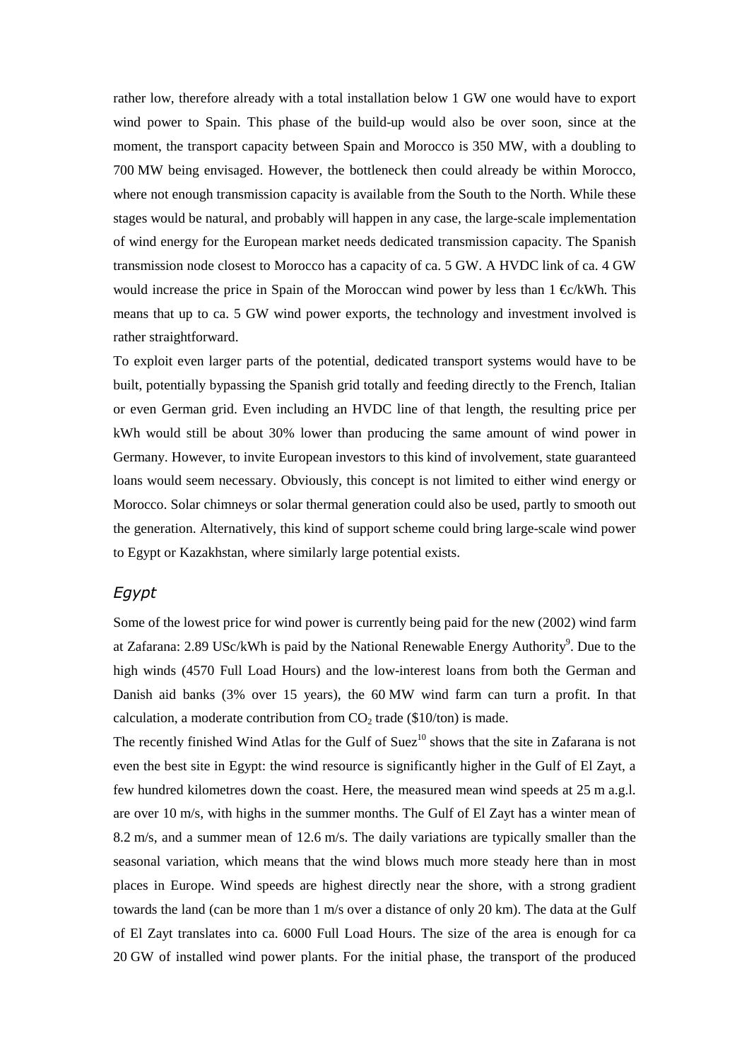rather low, therefore already with a total installation below 1 GW one would have to export wind power to Spain. This phase of the build-up would also be over soon, since at the moment, the transport capacity between Spain and Morocco is 350 MW, with a doubling to 700 MW being envisaged. However, the bottleneck then could already be within Morocco, where not enough transmission capacity is available from the South to the North. While these stages would be natural, and probably will happen in any case, the large-scale implementation of wind energy for the European market needs dedicated transmission capacity. The Spanish transmission node closest to Morocco has a capacity of ca. 5 GW. A HVDC link of ca. 4 GW would increase the price in Spain of the Moroccan wind power by less than 1 €c/kWh. This means that up to ca. 5 GW wind power exports, the technology and investment involved is rather straightforward.

To exploit even larger parts of the potential, dedicated transport systems would have to be built, potentially bypassing the Spanish grid totally and feeding directly to the French, Italian or even German grid. Even including an HVDC line of that length, the resulting price per kWh would still be about 30% lower than producing the same amount of wind power in Germany. However, to invite European investors to this kind of involvement, state guaranteed loans would seem necessary. Obviously, this concept is not limited to either wind energy or Morocco. Solar chimneys or solar thermal generation could also be used, partly to smooth out the generation. Alternatively, this kind of support scheme could bring large-scale wind power to Egypt or Kazakhstan, where similarly large potential exists.

## *Egypt*

Some of the lowest price for wind power is currently being paid for the new (2002) wind farm at Zafarana: 2.89 USc/kWh is paid by the National Renewable Energy Authority[9]. Due to the high winds (4570 Full Load Hours) and the low-interest loans from both the German and Danish aid banks (3% over 15 years), the 60 MW wind farm can turn a profit. In that calculation, a moderate contribution from $CO_2$ trade ($10/ton) is made.

The recently finished Wind Atlas for the Gulf of Suez[10] shows that the site in Zafarana is not even the best site in Egypt: the wind resource is significantly higher in the Gulf of El Zayt, a few hundred kilometres down the coast. Here, the measured mean wind speeds at 25 m a.g.l. are over 10 m/s, with highs in the summer months. The Gulf of El Zayt has a winter mean of 8.2 m/s, and a summer mean of 12.6 m/s. The daily variations are typically smaller than the seasonal variation, which means that the wind blows much more steady here than in most places in Europe. Wind speeds are highest directly near the shore, with a strong gradient towards the land (can be more than 1 m/s over a distance of only 20 km). The data at the Gulf of El Zayt translates into ca. 6000 Full Load Hours. The size of the area is enough for ca 20 GW of installed wind power plants. For the initial phase, the transport of the produced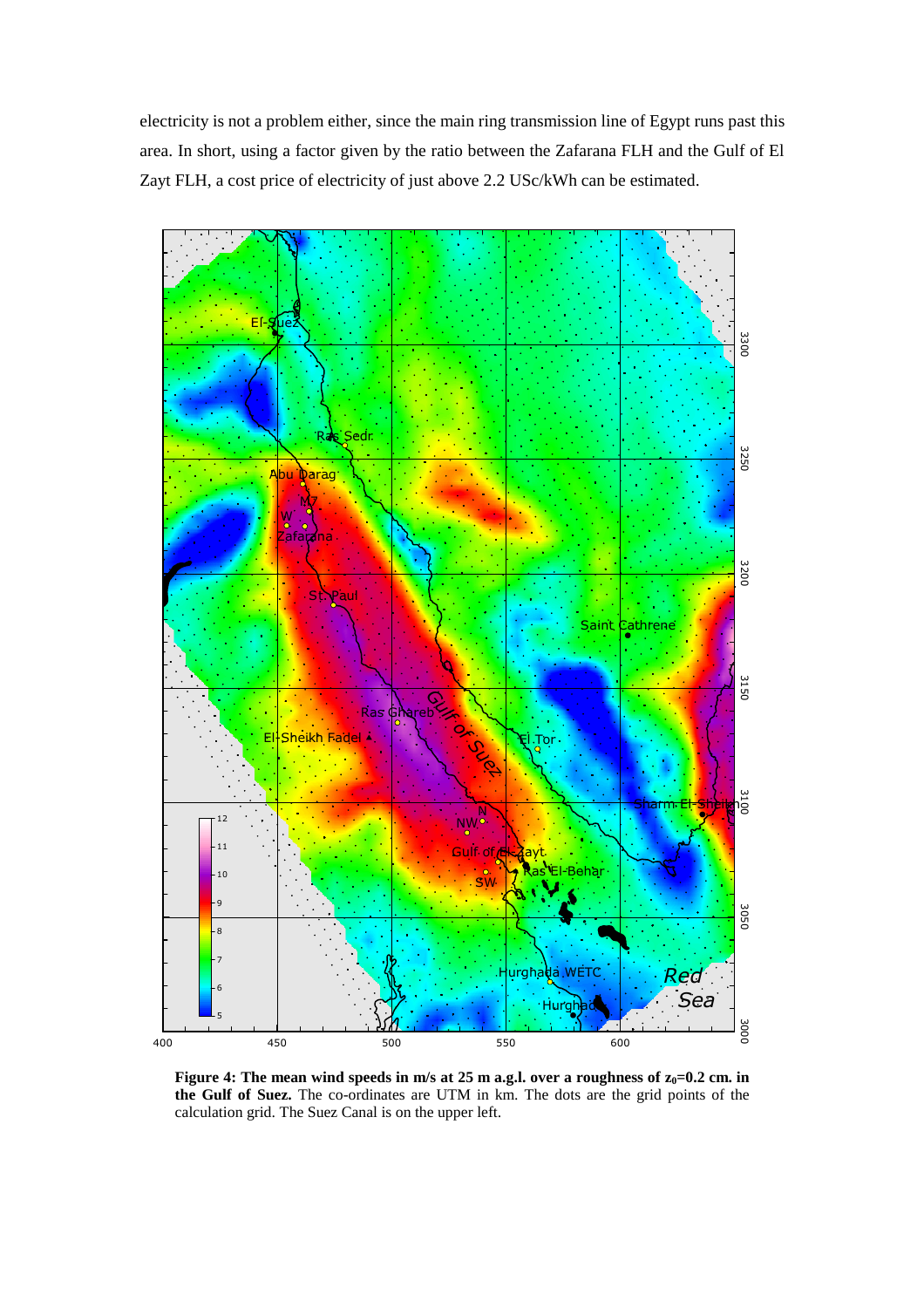electricity is not a problem either, since the main ring transmission line of Egypt runs past this area. In short, using a factor given by the ratio between the Zafarana FLH and the Gulf of El Zayt FLH, a cost price of electricity of just above 2.2 USc/kWh can be estimated.

**Figure 4: The mean wind speeds in m/s at 25 m a.g.l. over a roughness of $z_0$=0.2 cm. in the Gulf of Suez.** The co-ordinates are UTM in km. The dots are the grid points of the calculation grid. The Suez Canal is on the upper left.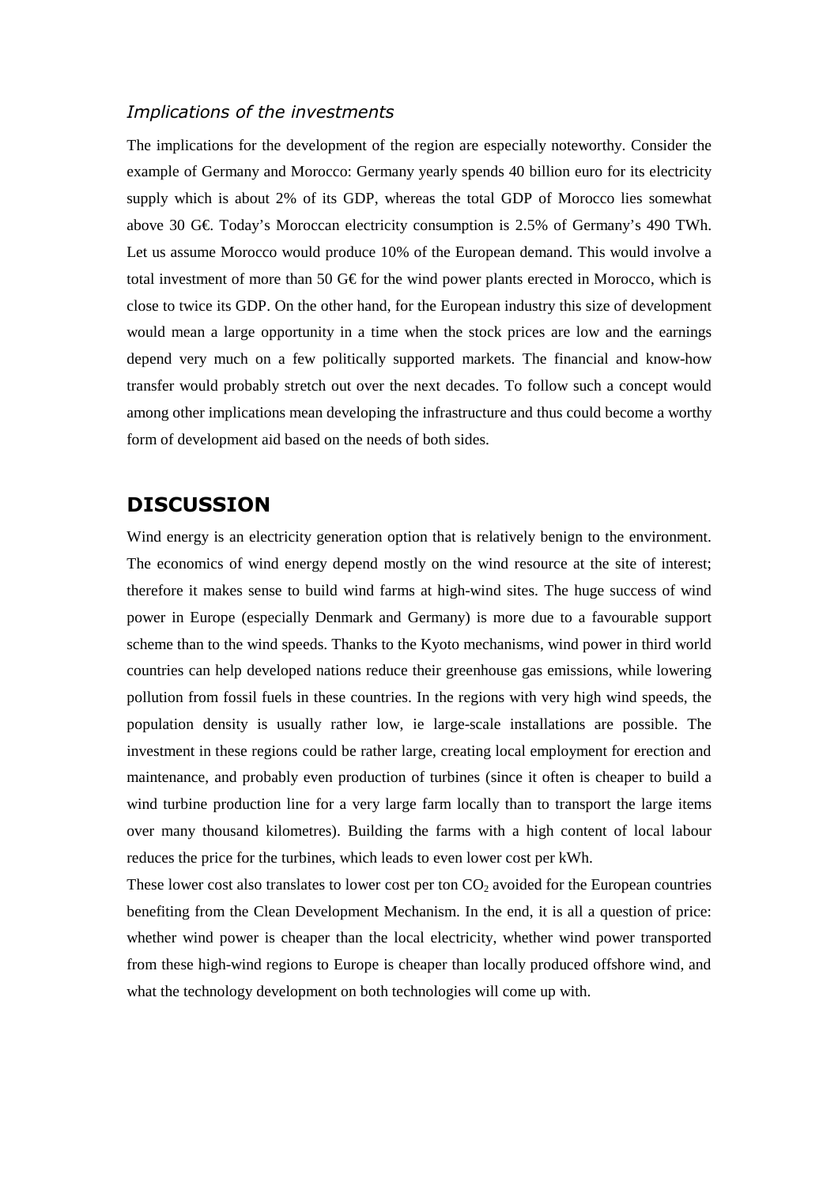### *Implications of the investments*

The implications for the development of the region are especially noteworthy. Consider the example of Germany and Morocco: Germany yearly spends 40 billion euro for its electricity supply which is about 2% of its GDP, whereas the total GDP of Morocco lies somewhat above 30 G€. Today's Moroccan electricity consumption is 2.5% of Germany's 490 TWh. Let us assume Morocco would produce 10% of the European demand. This would involve a total investment of more than 50 G€ for the wind power plants erected in Morocco, which is close to twice its GDP. On the other hand, for the European industry this size of development would mean a large opportunity in a time when the stock prices are low and the earnings depend very much on a few politically supported markets. The financial and know-how transfer would probably stretch out over the next decades. To follow such a concept would among other implications mean developing the infrastructure and thus could become a worthy form of development aid based on the needs of both sides.

## DISCUSSION

Wind energy is an electricity generation option that is relatively benign to the environment. The economics of wind energy depend mostly on the wind resource at the site of interest; therefore it makes sense to build wind farms at high-wind sites. The huge success of wind power in Europe (especially Denmark and Germany) is more due to a favourable support scheme than to the wind speeds. Thanks to the Kyoto mechanisms, wind power in third world countries can help developed nations reduce their greenhouse gas emissions, while lowering pollution from fossil fuels in these countries. In the regions with very high wind speeds, the population density is usually rather low, ie large-scale installations are possible. The investment in these regions could be rather large, creating local employment for erection and maintenance, and probably even production of turbines (since it often is cheaper to build a wind turbine production line for a very large farm locally than to transport the large items over many thousand kilometres). Building the farms with a high content of local labour reduces the price for the turbines, which leads to even lower cost per kWh.

These lower cost also translates to lower cost per ton $CO_2$ avoided for the European countries benefiting from the Clean Development Mechanism. In the end, it is all a question of price: whether wind power is cheaper than the local electricity, whether wind power transported from these high-wind regions to Europe is cheaper than locally produced offshore wind, and what the technology development on both technologies will come up with.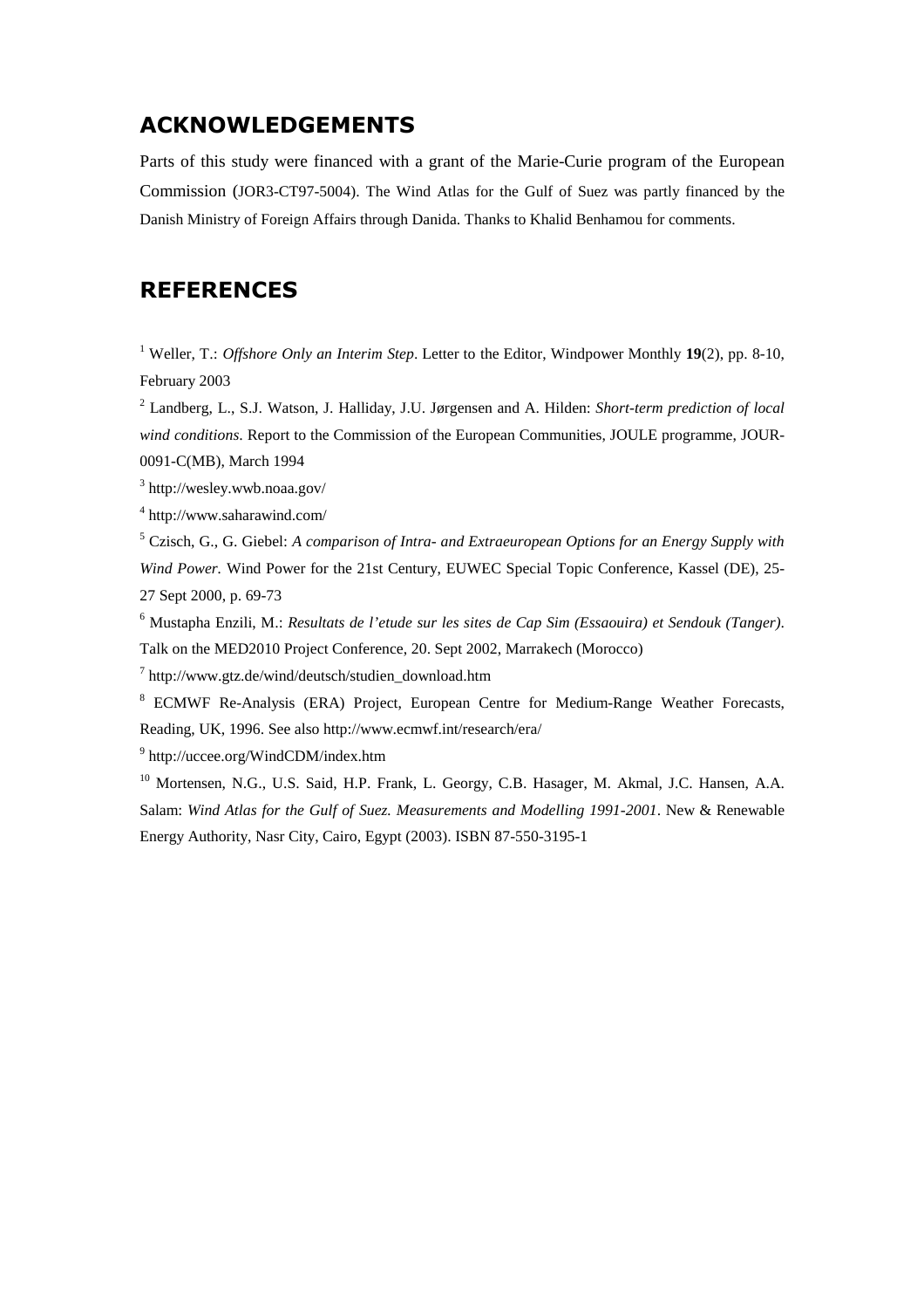## ACKNOWLEDGEMENTS

Parts of this study were financed with a grant of the Marie-Curie program of the European Commission (JOR3-CT97-5004). The Wind Atlas for the Gulf of Suez was partly financed by the Danish Ministry of Foreign Affairs through Danida. Thanks to Khalid Benhamou for comments.

## REFERENCES

[1] Weller, T.: *Offshore Only an Interim Step*. Letter to the Editor, Windpower Monthly **19**(2), pp. 8-10, February 2003

[2] Landberg, L., S.J. Watson, J. Halliday, J.U. Jørgensen and A. Hilden: *Short-term prediction of local wind conditions*. Report to the Commission of the European Communities, JOULE programme, JOUR-0091-C(MB), March 1994

[3] http://wesley.wwb.noaa.gov/

[4] http://www.saharawind.com/

[5] Czisch, G., G. Giebel: *A comparison of Intra- and Extraeuropean Options for an Energy Supply with Wind Power.* Wind Power for the 21st Century, EUWEC Special Topic Conference, Kassel (DE), 25-27 Sept 2000, p. 69-73

[6] Mustapha Enzili, M.: *Resultats de l'etude sur les sites de Cap Sim (Essaouira) et Sendouk (Tanger)*. Talk on the MED2010 Project Conference, 20. Sept 2002, Marrakech (Morocco)

[7] http://www.gtz.de/wind/deutsch/studien_download.htm

[8] ECMWF Re-Analysis (ERA) Project, European Centre for Medium-Range Weather Forecasts, Reading, UK, 1996. See also http://www.ecmwf.int/research/era/

[9] http://uccee.org/WindCDM/index.htm

[10] Mortensen, N.G., U.S. Said, H.P. Frank, L. Georgy, C.B. Hasager, M. Akmal, J.C. Hansen, A.A. Salam: *Wind Atlas for the Gulf of Suez. Measurements and Modelling 1991-2001*. New & Renewable Energy Authority, Nasr City, Cairo, Egypt (2003). ISBN 87-550-3195-1